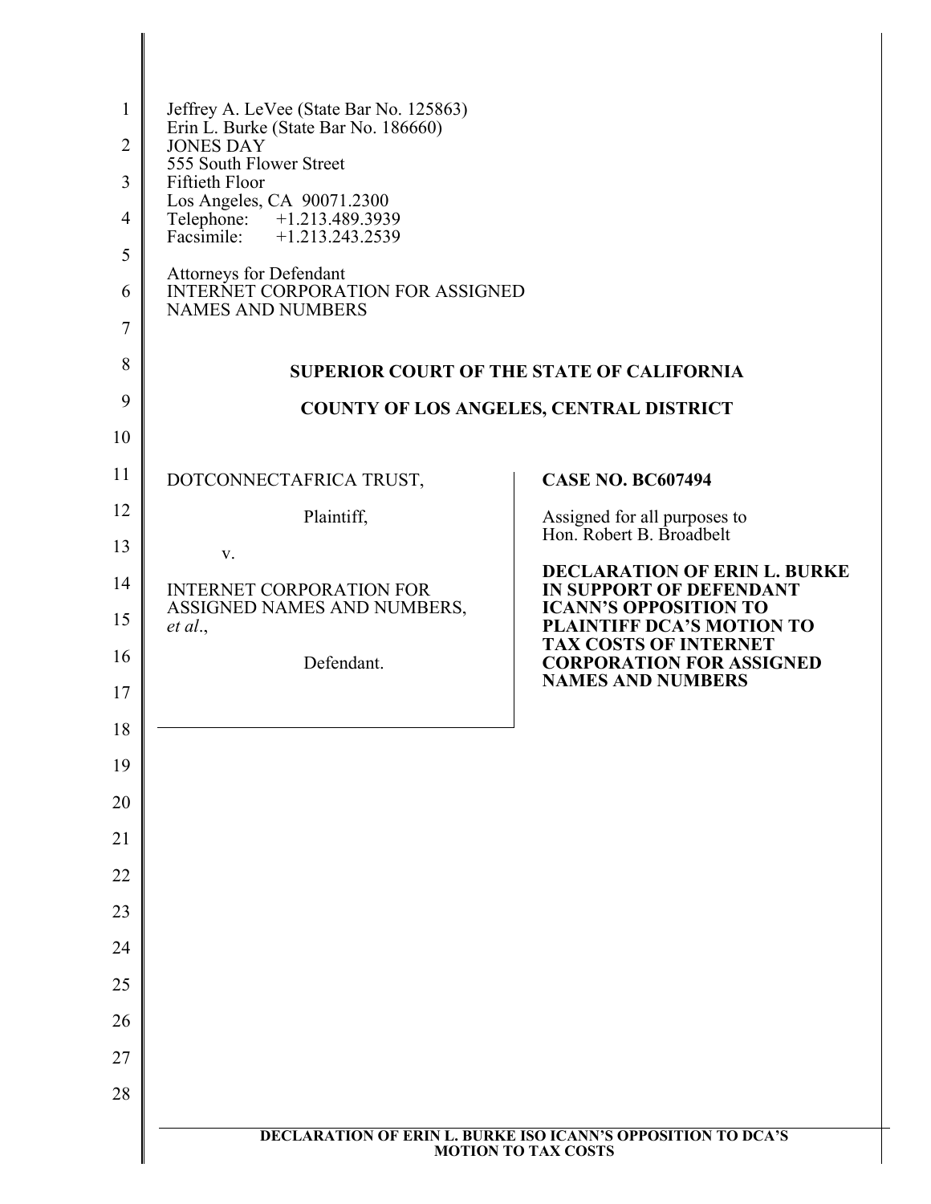Jeffrey A. LeVee (State Bar No. 125863)
Erin L. Burke (State Bar No. 186660)
JONES DAY
555 South Flower Street
Fiftieth Floor
Los Angeles, CA 90071.2300
Telephone: +1.213.489.3939
Facsimile: +1.213.243.2539

Attorneys for Defendant
INTERNET CORPORATION FOR ASSIGNED NAMES AND NUMBERS

**SUPERIOR COURT OF THE STATE OF CALIFORNIA**

**COUNTY OF LOS ANGELES, CENTRAL DISTRICT**

DOTCONNECTAFRICA TRUST,

Plaintiff,

v.

INTERNET CORPORATION FOR ASSIGNED NAMES AND NUMBERS, *et al*.,

Defendant.

**CASE NO. BC607494**

Assigned for all purposes to Hon. Robert B. Broadbelt

**DECLARATION OF ERIN L. BURKE IN SUPPORT OF DEFENDANT ICANN'S OPPOSITION TO PLAINTIFF DCA'S MOTION TO TAX COSTS OF INTERNET CORPORATION FOR ASSIGNED NAMES AND NUMBERS**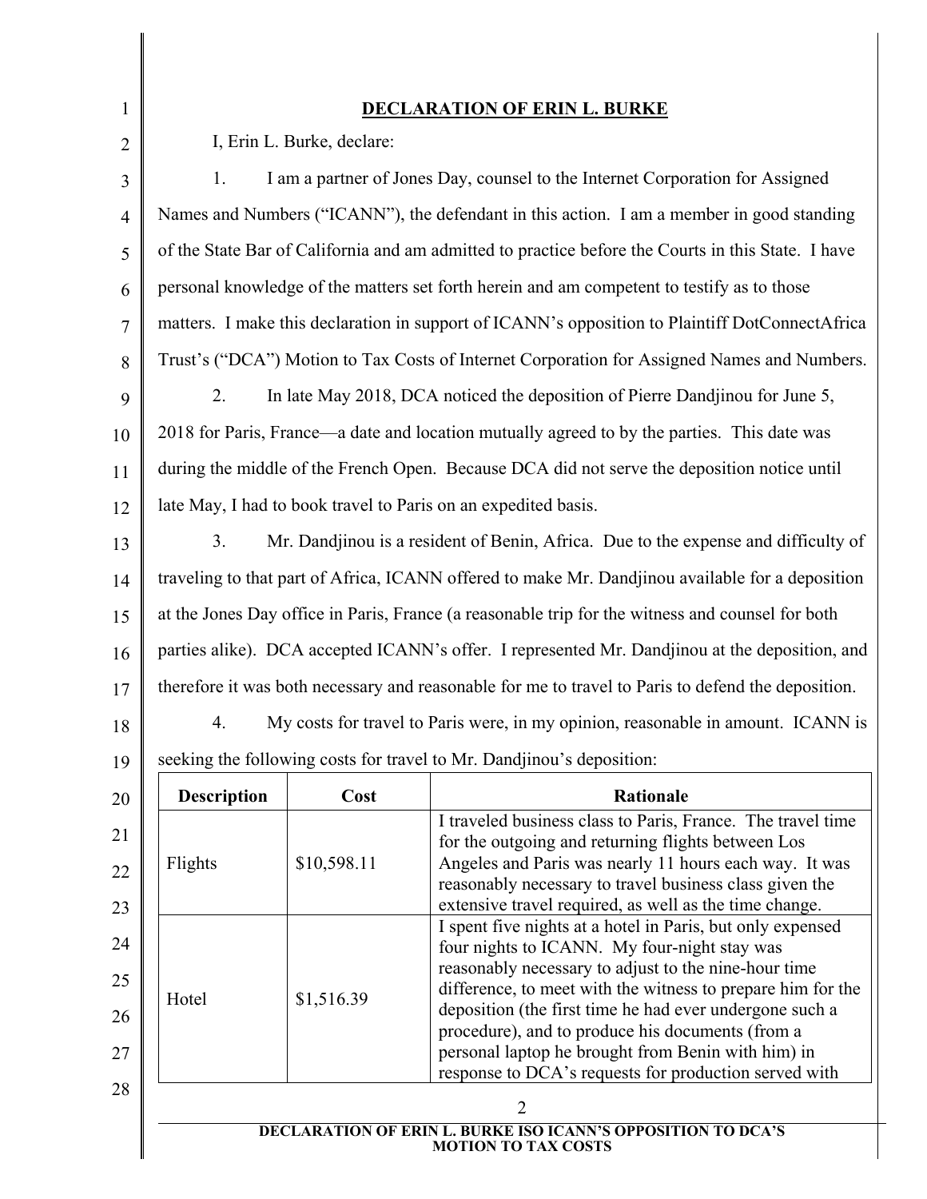## DECLARATION OF ERIN L. BURKE

I, Erin L. Burke, declare:

1. I am a partner of Jones Day, counsel to the Internet Corporation for Assigned Names and Numbers ("ICANN"), the defendant in this action. I am a member in good standing of the State Bar of California and am admitted to practice before the Courts in this State. I have personal knowledge of the matters set forth herein and am competent to testify as to those matters. I make this declaration in support of ICANN's opposition to Plaintiff DotConnectAfrica Trust's ("DCA") Motion to Tax Costs of Internet Corporation for Assigned Names and Numbers.

2. In late May 2018, DCA noticed the deposition of Pierre Dandjinou for June 5, 2018 for Paris, France—a date and location mutually agreed to by the parties. This date was during the middle of the French Open. Because DCA did not serve the deposition notice until late May, I had to book travel to Paris on an expedited basis.

3. Mr. Dandjinou is a resident of Benin, Africa. Due to the expense and difficulty of traveling to that part of Africa, ICANN offered to make Mr. Dandjinou available for a deposition at the Jones Day office in Paris, France (a reasonable trip for the witness and counsel for both parties alike). DCA accepted ICANN's offer. I represented Mr. Dandjinou at the deposition, and therefore it was both necessary and reasonable for me to travel to Paris to defend the deposition.

4. My costs for travel to Paris were, in my opinion, reasonable in amount. ICANN is seeking the following costs for travel to Mr. Dandjinou's deposition:

| Description | Cost | Rationale |
|---|---|---|
| Flights | $10,598.11 | I traveled business class to Paris, France. The travel time for the outgoing and returning flights between Los Angeles and Paris was nearly 11 hours each way. It was reasonably necessary to travel business class given the extensive travel required, as well as the time change. |
| Hotel | $1,516.39 | I spent five nights at a hotel in Paris, but only expensed four nights to ICANN. My four-night stay was reasonably necessary to adjust to the nine-hour time difference, to meet with the witness to prepare him for the deposition (the first time he had ever undergone such a procedure), and to produce his documents (from a personal laptop he brought from Benin with him) in response to DCA's requests for production served with |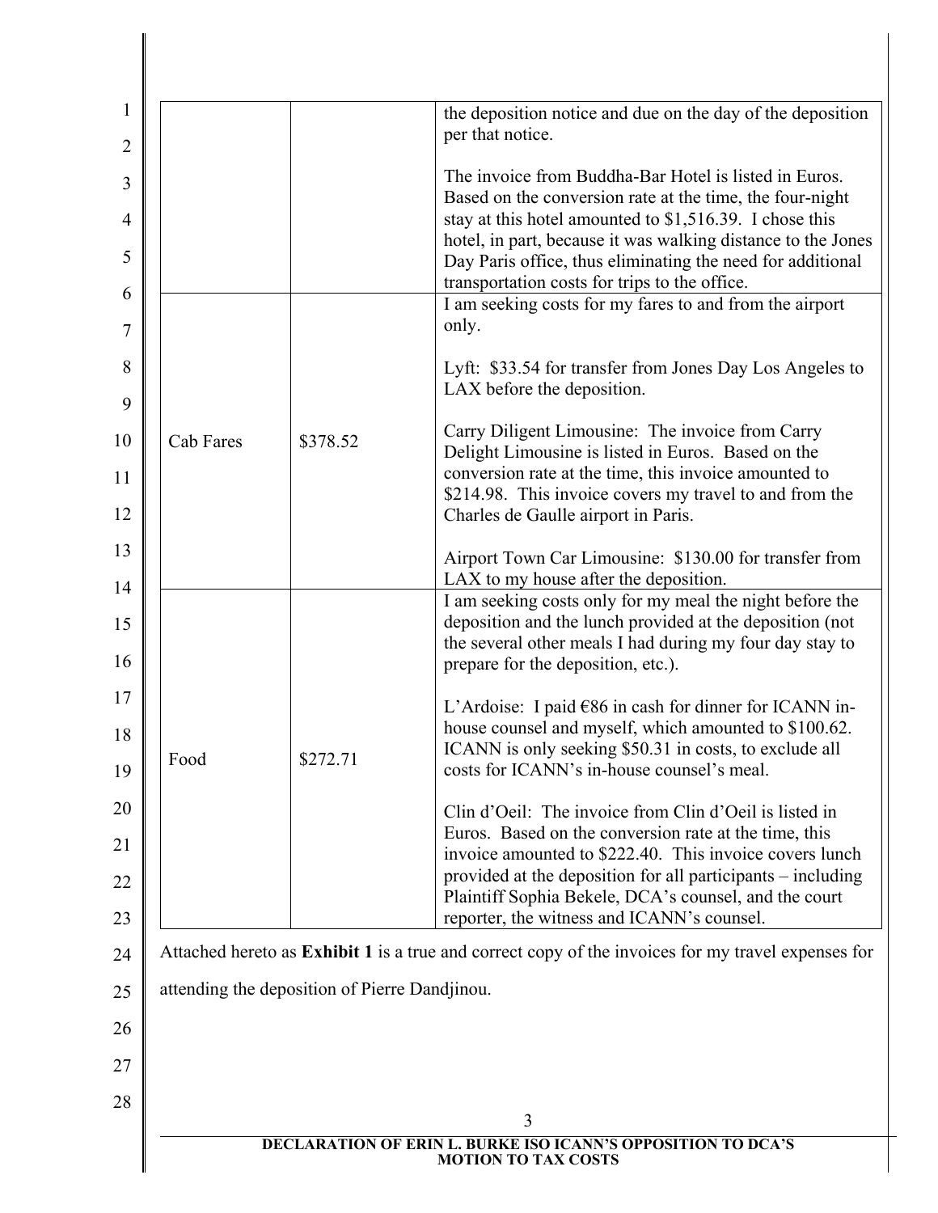| | | |
|---|---|---|
| | | the deposition notice and due on the day of the deposition per that notice.<br><br>The invoice from Buddha-Bar Hotel is listed in Euros. Based on the conversion rate at the time, the four-night stay at this hotel amounted to $1,516.39. I chose this hotel, in part, because it was walking distance to the Jones Day Paris office, thus eliminating the need for additional transportation costs for trips to the office. |
| Cab Fares | $378.52 | I am seeking costs for my fares to and from the airport only.<br><br>Lyft: $33.54 for transfer from Jones Day Los Angeles to LAX before the deposition.<br><br>Carry Diligent Limousine: The invoice from Carry Delight Limousine is listed in Euros. Based on the conversion rate at the time, this invoice amounted to $214.98. This invoice covers my travel to and from the Charles de Gaulle airport in Paris.<br><br>Airport Town Car Limousine: $130.00 for transfer from LAX to my house after the deposition. |
| Food | $272.71 | I am seeking costs only for my meal the night before the deposition and the lunch provided at the deposition (not the several other meals I had during my four day stay to prepare for the deposition, etc.).<br><br>L'Ardoise: I paid €86 in cash for dinner for ICANN in-house counsel and myself, which amounted to $100.62. ICANN is only seeking $50.31 in costs, to exclude all costs for ICANN's in-house counsel's meal.<br><br>Clin d'Oeil: The invoice from Clin d'Oeil is listed in Euros. Based on the conversion rate at the time, this invoice amounted to $222.40. This invoice covers lunch provided at the deposition for all participants – including Plaintiff Sophia Bekele, DCA's counsel, and the court reporter, the witness and ICANN's counsel. |

Attached hereto as **Exhibit 1** is a true and correct copy of the invoices for my travel expenses for attending the deposition of Pierre Dandjinou.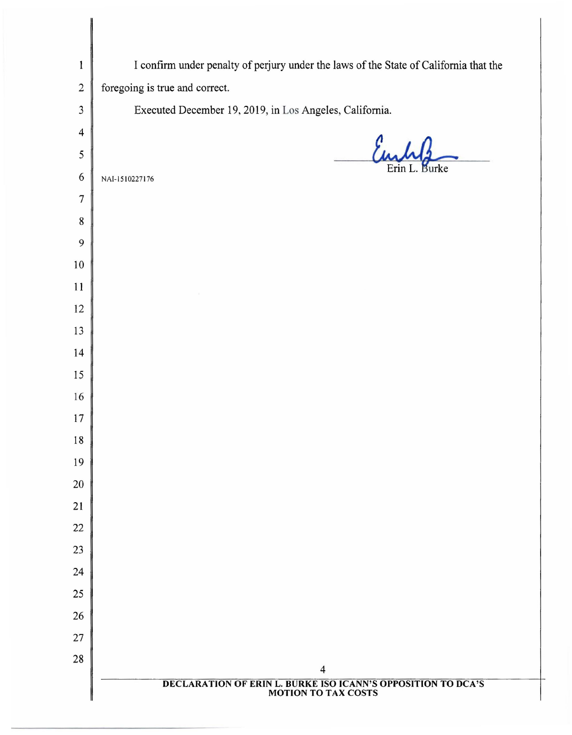I confirm under penalty of perjury under the laws of the State of California that the foregoing is true and correct.

Executed December 19, 2019, in Los Angeles, California.

Erin L. Burke

NAI-1510227176